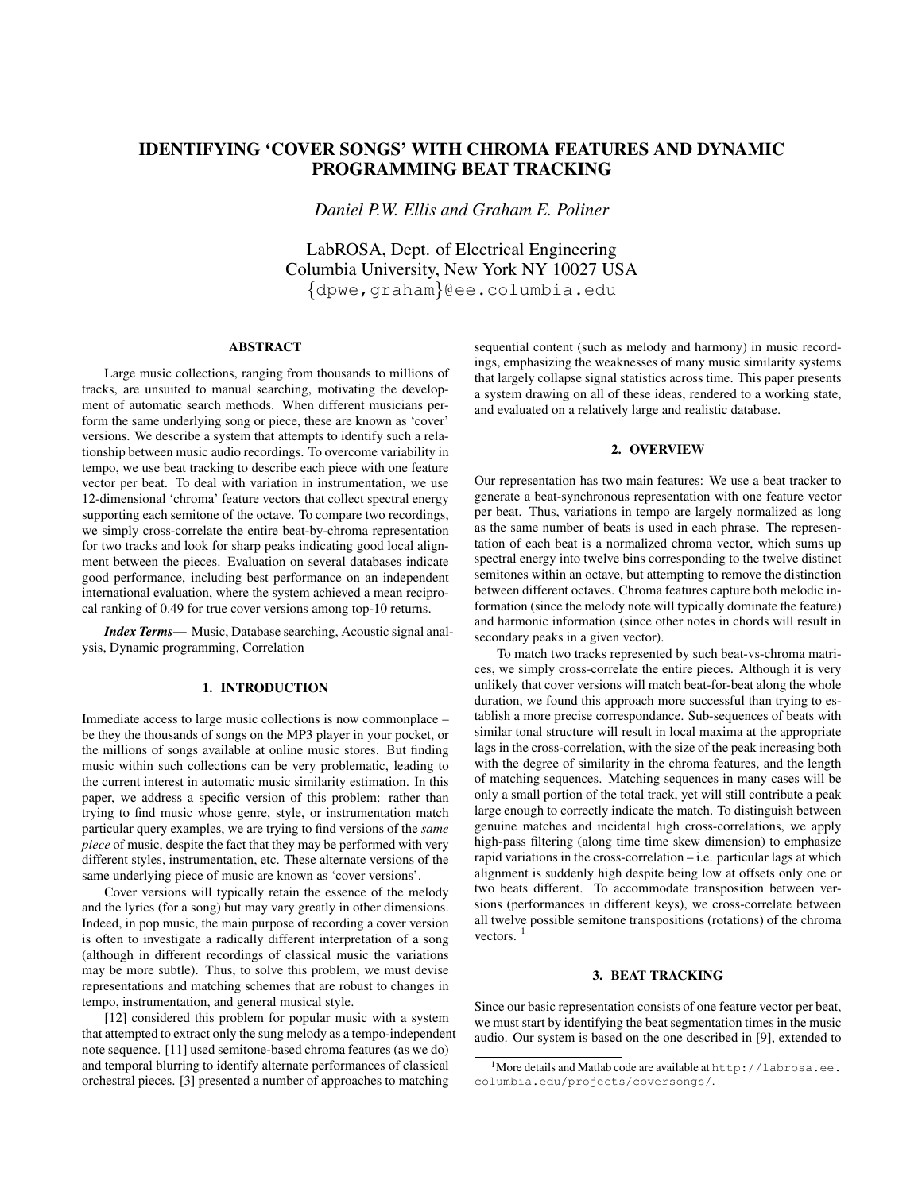# IDENTIFYING 'COVER SONGS' WITH CHROMA FEATURES AND DYNAMIC PROGRAMMING BEAT TRACKING

*Daniel P.W. Ellis and Graham E. Poliner*

LabROSA, Dept. of Electrical Engineering
Columbia University, New York NY 10027 USA
{dpwe,graham}@ee.columbia.edu

## ABSTRACT

Large music collections, ranging from thousands to millions of tracks, are unsuited to manual searching, motivating the development of automatic search methods. When different musicians perform the same underlying song or piece, these are known as 'cover' versions. We describe a system that attempts to identify such a relationship between music audio recordings. To overcome variability in tempo, we use beat tracking to describe each piece with one feature vector per beat. To deal with variation in instrumentation, we use 12-dimensional 'chroma' feature vectors that collect spectral energy supporting each semitone of the octave. To compare two recordings, we simply cross-correlate the entire beat-by-chroma representation for two tracks and look for sharp peaks indicating good local alignment between the pieces. Evaluation on several databases indicate good performance, including best performance on an independent international evaluation, where the system achieved a mean reciprocal ranking of 0.49 for true cover versions among top-10 returns.

***Index Terms***— Music, Database searching, Acoustic signal analysis, Dynamic programming, Correlation

## 1. INTRODUCTION

Immediate access to large music collections is now commonplace – be they the thousands of songs on the MP3 player in your pocket, or the millions of songs available at online music stores. But finding music within such collections can be very problematic, leading to the current interest in automatic music similarity estimation. In this paper, we address a specific version of this problem: rather than trying to find music whose genre, style, or instrumentation match particular query examples, we are trying to find versions of the *same piece* of music, despite the fact that they may be performed with very different styles, instrumentation, etc. These alternate versions of the same underlying piece of music are known as 'cover versions'.

Cover versions will typically retain the essence of the melody and the lyrics (for a song) but may vary greatly in other dimensions. Indeed, in pop music, the main purpose of recording a cover version is often to investigate a radically different interpretation of a song (although in different recordings of classical music the variations may be more subtle). Thus, to solve this problem, we must devise representations and matching schemes that are robust to changes in tempo, instrumentation, and general musical style.

[12] considered this problem for popular music with a system that attempted to extract only the sung melody as a tempo-independent note sequence. [11] used semitone-based chroma features (as we do) and temporal blurring to identify alternate performances of classical orchestral pieces. [3] presented a number of approaches to matching sequential content (such as melody and harmony) in music recordings, emphasizing the weaknesses of many music similarity systems that largely collapse signal statistics across time. This paper presents a system drawing on all of these ideas, rendered to a working state, and evaluated on a relatively large and realistic database.

## 2. OVERVIEW

Our representation has two main features: We use a beat tracker to generate a beat-synchronous representation with one feature vector per beat. Thus, variations in tempo are largely normalized as long as the same number of beats is used in each phrase. The representation of each beat is a normalized chroma vector, which sums up spectral energy into twelve bins corresponding to the twelve distinct semitones within an octave, but attempting to remove the distinction between different octaves. Chroma features capture both melodic information (since the melody note will typically dominate the feature) and harmonic information (since other notes in chords will result in secondary peaks in a given vector).

To match two tracks represented by such beat-vs-chroma matrices, we simply cross-correlate the entire pieces. Although it is very unlikely that cover versions will match beat-for-beat along the whole duration, we found this approach more successful than trying to establish a more precise correspondance. Sub-sequences of beats with similar tonal structure will result in local maxima at the appropriate lags in the cross-correlation, with the size of the peak increasing both with the degree of similarity in the chroma features, and the length of matching sequences. Matching sequences in many cases will be only a small portion of the total track, yet will still contribute a peak large enough to correctly indicate the match. To distinguish between genuine matches and incidental high cross-correlations, we apply high-pass filtering (along time time skew dimension) to emphasize rapid variations in the cross-correlation – i.e. particular lags at which alignment is suddenly high despite being low at offsets only one or two beats different. To accommodate transposition between versions (performances in different keys), we cross-correlate between all twelve possible semitone transpositions (rotations) of the chroma vectors. [1]

## 3. BEAT TRACKING

Since our basic representation consists of one feature vector per beat, we must start by identifying the beat segmentation times in the music audio. Our system is based on the one described in [9], extended to

[1] More details and Matlab code are available at http://labrosa.ee.columbia.edu/projects/coversongs/.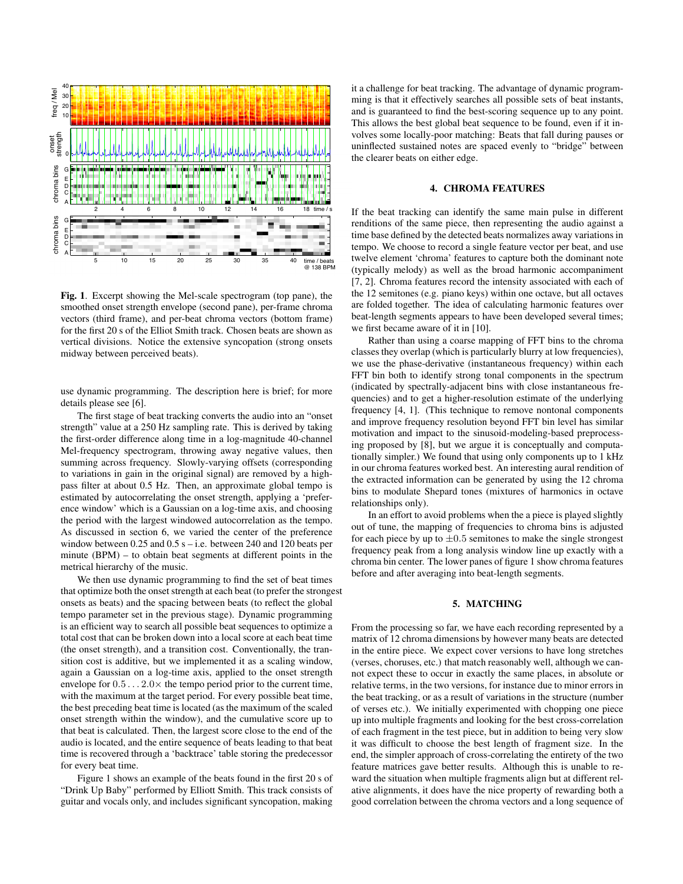freq / Mel
40
30
20
10

onset strength
0

chroma bins
G
E
D
C
A

2 4 6 8 10 12 14 16 18 time / s

chroma bins
G
E
D
C
A

5 10 15 20 25 30 35 40 time / beats @ 138 BPM

**Fig. 1**. Excerpt showing the Mel-scale spectrogram (top pane), the smoothed onset strength envelope (second pane), per-frame chroma vectors (third frame), and per-beat chroma vectors (bottom frame) for the first 20 s of the Elliot Smith track. Chosen beats are shown as vertical divisions. Notice the extensive syncopation (strong onsets midway between perceived beats).

use dynamic programming. The description here is brief; for more details please see [6].

The first stage of beat tracking converts the audio into an "onset strength" value at a 250 Hz sampling rate. This is derived by taking the first-order difference along time in a log-magnitude 40-channel Mel-frequency spectrogram, throwing away negative values, then summing across frequency. Slowly-varying offsets (corresponding to variations in gain in the original signal) are removed by a high-pass filter at about 0.5 Hz. Then, an approximate global tempo is estimated by autocorrelating the onset strength, applying a 'preference window' which is a Gaussian on a log-time axis, and choosing the period with the largest windowed autocorrelation as the tempo. As discussed in section 6, we varied the center of the preference window between 0.25 and 0.5 s – i.e. between 240 and 120 beats per minute (BPM) – to obtain beat segments at different points in the metrical hierarchy of the music.

We then use dynamic programming to find the set of beat times that optimize both the onset strength at each beat (to prefer the strongest onsets as beats) and the spacing between beats (to reflect the global tempo parameter set in the previous stage). Dynamic programming is an efficient way to search all possible beat sequences to optimize a total cost that can be broken down into a local score at each beat time (the onset strength), and a transition cost. Conventionally, the transition cost is additive, but we implemented it as a scaling window, again a Gaussian on a log-time axis, applied to the onset strength envelope for $0.5 \ldots 2.0\times$ the tempo period prior to the current time, with the maximum at the target period. For every possible beat time, the best preceding beat time is located (as the maximum of the scaled onset strength within the window), and the cumulative score up to that beat is calculated. Then, the largest score close to the end of the audio is located, and the entire sequence of beats leading to that beat time is recovered through a 'backtrace' table storing the predecessor for every beat time.

Figure 1 shows an example of the beats found in the first 20 s of "Drink Up Baby" performed by Elliott Smith. This track consists of guitar and vocals only, and includes significant syncopation, making it a challenge for beat tracking. The advantage of dynamic programming is that it effectively searches all possible sets of beat instants, and is guaranteed to find the best-scoring sequence up to any point. This allows the best global beat sequence to be found, even if it involves some locally-poor matching: Beats that fall during pauses or uninflected sustained notes are spaced evenly to "bridge" between the clearer beats on either edge.

## 4. CHROMA FEATURES

If the beat tracking can identify the same main pulse in different renditions of the same piece, then representing the audio against a time base defined by the detected beats normalizes away variations in tempo. We choose to record a single feature vector per beat, and use twelve element 'chroma' features to capture both the dominant note (typically melody) as well as the broad harmonic accompaniment [7, 2]. Chroma features record the intensity associated with each of the 12 semitones (e.g. piano keys) within one octave, but all octaves are folded together. The idea of calculating harmonic features over beat-length segments appears to have been developed several times; we first became aware of it in [10].

Rather than using a coarse mapping of FFT bins to the chroma classes they overlap (which is particularly blurry at low frequencies), we use the phase-derivative (instantaneous frequency) within each FFT bin both to identify strong tonal components in the spectrum (indicated by spectrally-adjacent bins with close instantaneous frequencies) and to get a higher-resolution estimate of the underlying frequency [4, 1]. (This technique to remove nontonal components and improve frequency resolution beyond FFT bin level has similar motivation and impact to the sinusoid-modeling-based preprocessing proposed by [8], but we argue it is conceptually and computationally simpler.) We found that using only components up to 1 kHz in our chroma features worked best. An interesting aural rendition of the extracted information can be generated by using the 12 chroma bins to modulate Shepard tones (mixtures of harmonics in octave relationships only).

In an effort to avoid problems when a piece is played slightly out of tune, the mapping of frequencies to chroma bins is adjusted for each piece by up to $\pm 0.5$ semitones to make the single strongest frequency peak from a long analysis window line up exactly with a chroma bin center. The lower panes of figure 1 show chroma features before and after averaging into beat-length segments.

## 5. MATCHING

From the processing so far, we have each recording represented by a matrix of 12 chroma dimensions by however many beats are detected in the entire piece. We expect cover versions to have long stretches (verses, choruses, etc.) that match reasonably well, although we cannot expect these to occur in exactly the same places, in absolute or relative terms, in the two versions, for instance due to minor errors in the beat tracking, or as a result of variations in the structure (number of verses etc.). We initially experimented with chopping one piece up into multiple fragments and looking for the best cross-correlation of each fragment in the test piece, but in addition to being very slow it was difficult to choose the best length of fragment size. In the end, the simpler approach of cross-correlating the entirety of the two feature matrices gave better results. Although this is unable to reward the situation when multiple fragments align but at different relative alignments, it does have the nice property of rewarding both a good correlation between the chroma vectors and a long sequence of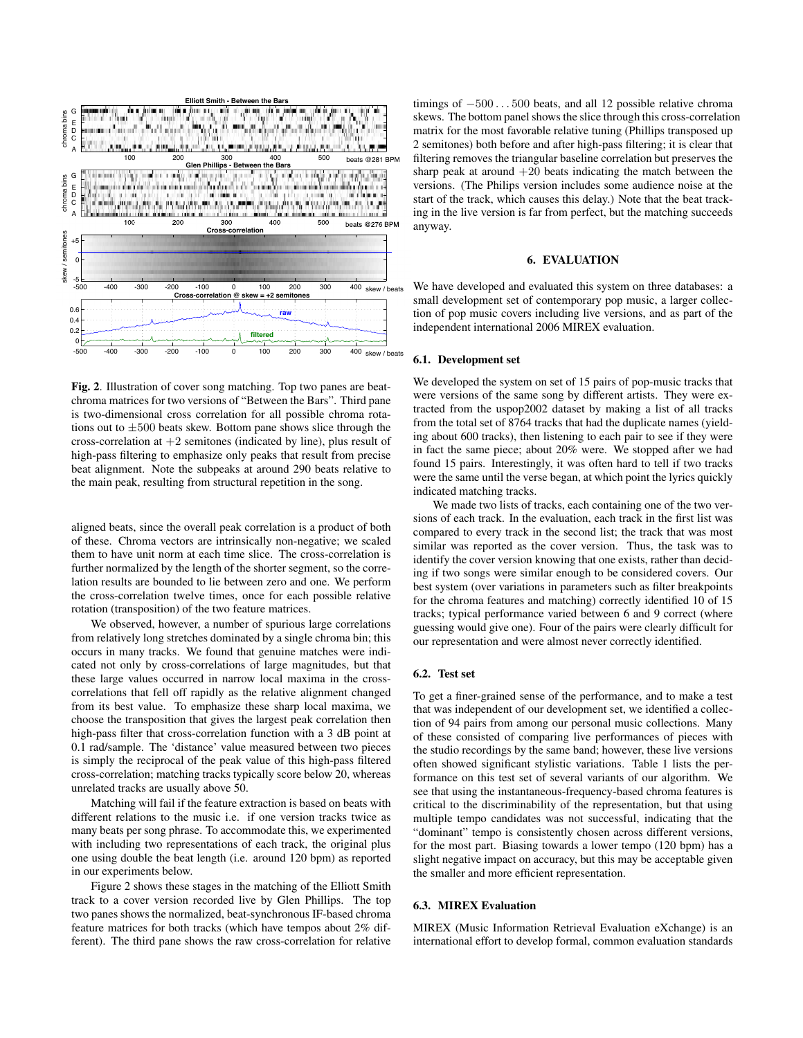**Fig. 2**. Illustration of cover song matching. Top two panes are beat-chroma matrices for two versions of "Between the Bars". Third pane is two-dimensional cross correlation for all possible chroma rotations out to $\pm 500$ beats skew. Bottom pane shows slice through the cross-correlation at $+2$ semitones (indicated by line), plus result of high-pass filtering to emphasize only peaks that result from precise beat alignment. Note the subpeaks at around 290 beats relative to the main peak, resulting from structural repetition in the song.

aligned beats, since the overall peak correlation is a product of both of these. Chroma vectors are intrinsically non-negative; we scaled them to have unit norm at each time slice. The cross-correlation is further normalized by the length of the shorter segment, so the correlation results are bounded to lie between zero and one. We perform the cross-correlation twelve times, once for each possible relative rotation (transposition) of the two feature matrices.

We observed, however, a number of spurious large correlations from relatively long stretches dominated by a single chroma bin; this occurs in many tracks. We found that genuine matches were indicated not only by cross-correlations of large magnitudes, but that these large values occurred in narrow local maxima in the cross-correlations that fell off rapidly as the relative alignment changed from its best value. To emphasize these sharp local maxima, we choose the transposition that gives the largest peak correlation then high-pass filter that cross-correlation function with a 3 dB point at 0.1 rad/sample. The 'distance' value measured between two pieces is simply the reciprocal of the peak value of this high-pass filtered cross-correlation; matching tracks typically score below 20, whereas unrelated tracks are usually above 50.

Matching will fail if the feature extraction is based on beats with different relations to the music i.e. if one version tracks twice as many beats per song phrase. To accommodate this, we experimented with including two representations of each track, the original plus one using double the beat length (i.e. around 120 bpm) as reported in our experiments below.

Figure 2 shows these stages in the matching of the Elliott Smith track to a cover version recorded live by Glen Phillips. The top two panes shows the normalized, beat-synchronous IF-based chroma feature matrices for both tracks (which have tempos about 2% different). The third pane shows the raw cross-correlation for relative timings of $-500 \ldots 500$ beats, and all 12 possible relative chroma skews. The bottom panel shows the slice through this cross-correlation matrix for the most favorable relative tuning (Phillips transposed up 2 semitones) both before and after high-pass filtering; it is clear that filtering removes the triangular baseline correlation but preserves the sharp peak at around $+20$ beats indicating the match between the versions. (The Philips version includes some audience noise at the start of the track, which causes this delay.) Note that the beat tracking in the live version is far from perfect, but the matching succeeds anyway.

## 6. EVALUATION

We have developed and evaluated this system on three databases: a small development set of contemporary pop music, a larger collection of pop music covers including live versions, and as part of the independent international 2006 MIREX evaluation.

### 6.1. Development set

We developed the system on set of 15 pairs of pop-music tracks that were versions of the same song by different artists. They were extracted from the uspop2002 dataset by making a list of all tracks from the total set of 8764 tracks that had the duplicate names (yielding about 600 tracks), then listening to each pair to see if they were in fact the same piece; about 20% were. We stopped after we had found 15 pairs. Interestingly, it was often hard to tell if two tracks were the same until the verse began, at which point the lyrics quickly indicated matching tracks.

We made two lists of tracks, each containing one of the two versions of each track. In the evaluation, each track in the first list was compared to every track in the second list; the track that was most similar was reported as the cover version. Thus, the task was to identify the cover version knowing that one exists, rather than deciding if two songs were similar enough to be considered covers. Our best system (over variations in parameters such as filter breakpoints for the chroma features and matching) correctly identified 10 of 15 tracks; typical performance varied between 6 and 9 correct (where guessing would give one). Four of the pairs were clearly difficult for our representation and were almost never correctly identified.

### 6.2. Test set

To get a finer-grained sense of the performance, and to make a test that was independent of our development set, we identified a collection of 94 pairs from among our personal music collections. Many of these consisted of comparing live performances of pieces with the studio recordings by the same band; however, these live versions often showed significant stylistic variations. Table 1 lists the performance on this test set of several variants of our algorithm. We see that using the instantaneous-frequency-based chroma features is critical to the discriminability of the representation, but that using multiple tempo candidates was not successful, indicating that the "dominant" tempo is consistently chosen across different versions, for the most part. Biasing towards a lower tempo (120 bpm) has a slight negative impact on accuracy, but this may be acceptable given the smaller and more efficient representation.

### 6.3. MIREX Evaluation

MIREX (Music Information Retrieval Evaluation eXchange) is an international effort to develop formal, common evaluation standards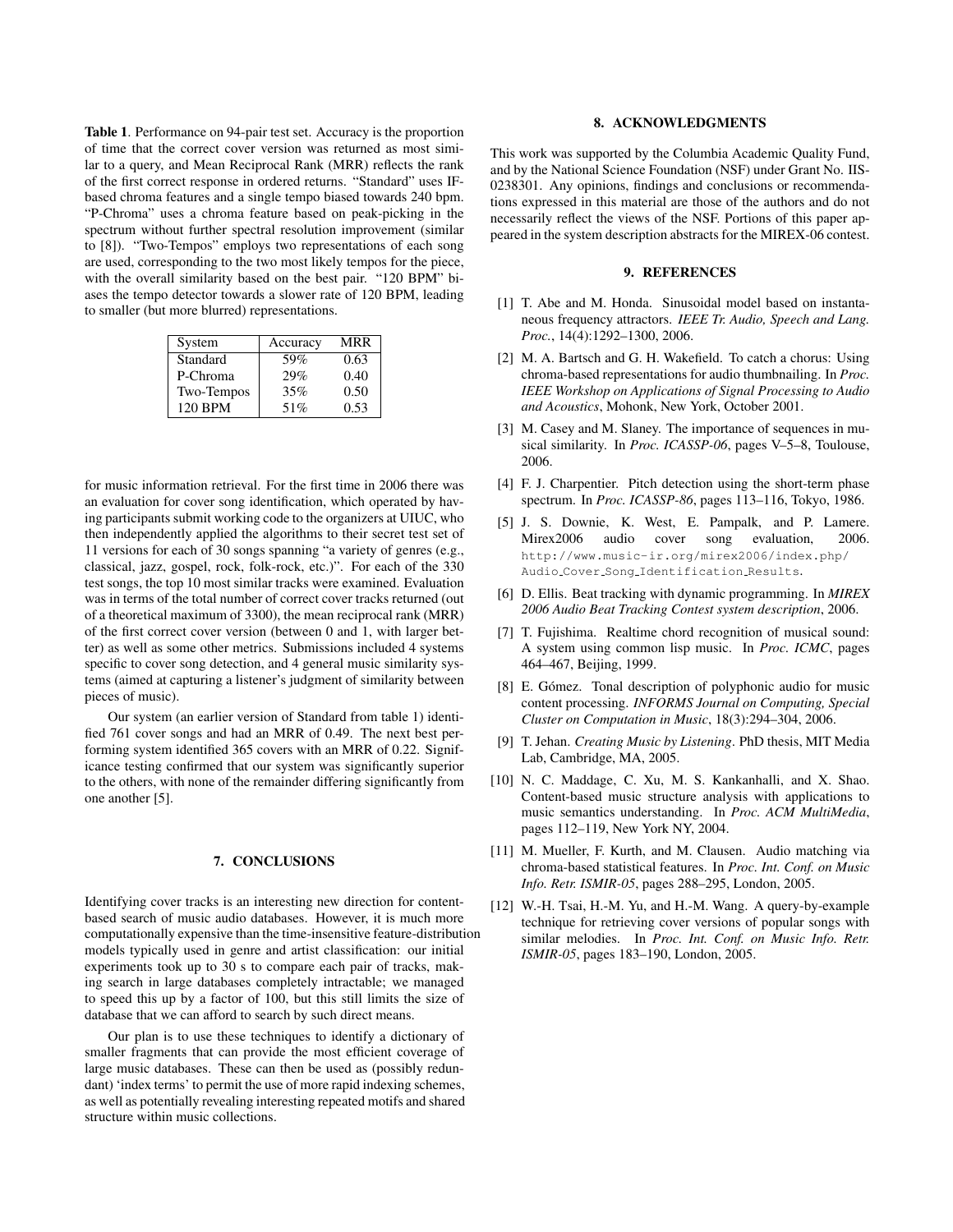**Table 1**. Performance on 94-pair test set. Accuracy is the proportion of time that the correct cover version was returned as most similar to a query, and Mean Reciprocal Rank (MRR) reflects the rank of the first correct response in ordered returns. "Standard" uses IF-based chroma features and a single tempo biased towards 240 bpm. "P-Chroma" uses a chroma feature based on peak-picking in the spectrum without further spectral resolution improvement (similar to [8]). "Two-Tempos" employs two representations of each song are used, corresponding to the two most likely tempos for the piece, with the overall similarity based on the best pair. "120 BPM" biases the tempo detector towards a slower rate of 120 BPM, leading to smaller (but more blurred) representations.

| System | Accuracy | MRR |
|---|---|---|
| Standard | 59% | 0.63 |
| P-Chroma | 29% | 0.40 |
| Two-Tempos | 35% | 0.50 |
| 120 BPM | 51% | 0.53 |

for music information retrieval. For the first time in 2006 there was an evaluation for cover song identification, which operated by having participants submit working code to the organizers at UIUC, who then independently applied the algorithms to their secret test set of 11 versions for each of 30 songs spanning "a variety of genres (e.g., classical, jazz, gospel, rock, folk-rock, etc.)". For each of the 330 test songs, the top 10 most similar tracks were examined. Evaluation was in terms of the total number of correct cover tracks returned (out of a theoretical maximum of 3300), the mean reciprocal rank (MRR) of the first correct cover version (between 0 and 1, with larger better) as well as some other metrics. Submissions included 4 systems specific to cover song detection, and 4 general music similarity systems (aimed at capturing a listener's judgment of similarity between pieces of music).

Our system (an earlier version of Standard from table 1) identified 761 cover songs and had an MRR of 0.49. The next best performing system identified 365 covers with an MRR of 0.22. Significance testing confirmed that our system was significantly superior to the others, with none of the remainder differing significantly from one another [5].

## 7. CONCLUSIONS

Identifying cover tracks is an interesting new direction for content-based search of music audio databases. However, it is much more computationally expensive than the time-insensitive feature-distribution models typically used in genre and artist classification: our initial experiments took up to 30 s to compare each pair of tracks, making search in large databases completely intractable; we managed to speed this up by a factor of 100, but this still limits the size of database that we can afford to search by such direct means.

Our plan is to use these techniques to identify a dictionary of smaller fragments that can provide the most efficient coverage of large music databases. These can then be used as (possibly redundant) 'index terms' to permit the use of more rapid indexing schemes, as well as potentially revealing interesting repeated motifs and shared structure within music collections.

## 8. ACKNOWLEDGMENTS

This work was supported by the Columbia Academic Quality Fund, and by the National Science Foundation (NSF) under Grant No. IIS-0238301. Any opinions, findings and conclusions or recommendations expressed in this material are those of the authors and do not necessarily reflect the views of the NSF. Portions of this paper appeared in the system description abstracts for the MIREX-06 contest.

## 9. REFERENCES

[1] T. Abe and M. Honda. Sinusoidal model based on instantaneous frequency attractors. *IEEE Tr. Audio, Speech and Lang. Proc.*, 14(4):1292–1300, 2006.

[2] M. A. Bartsch and G. H. Wakefield. To catch a chorus: Using chroma-based representations for audio thumbnailing. In *Proc. IEEE Workshop on Applications of Signal Processing to Audio and Acoustics*, Mohonk, New York, October 2001.

[3] M. Casey and M. Slaney. The importance of sequences in musical similarity. In *Proc. ICASSP-06*, pages V–5–8, Toulouse, 2006.

[4] F. J. Charpentier. Pitch detection using the short-term phase spectrum. In *Proc. ICASSP-86*, pages 113–116, Tokyo, 1986.

[5] J. S. Downie, K. West, E. Pampalk, and P. Lamere. Mirex2006 audio cover song evaluation, 2006. http://www.music-ir.org/mirex2006/index.php/Audio_Cover_Song_Identification_Results.

[6] D. Ellis. Beat tracking with dynamic programming. In *MIREX 2006 Audio Beat Tracking Contest system description*, 2006.

[7] T. Fujishima. Realtime chord recognition of musical sound: A system using common lisp music. In *Proc. ICMC*, pages 464–467, Beijing, 1999.

[8] E. Gómez. Tonal description of polyphonic audio for music content processing. *INFORMS Journal on Computing, Special Cluster on Computation in Music*, 18(3):294–304, 2006.

[9] T. Jehan. *Creating Music by Listening*. PhD thesis, MIT Media Lab, Cambridge, MA, 2005.

[10] N. C. Maddage, C. Xu, M. S. Kankanhalli, and X. Shao. Content-based music structure analysis with applications to music semantics understanding. In *Proc. ACM MultiMedia*, pages 112–119, New York NY, 2004.

[11] M. Mueller, F. Kurth, and M. Clausen. Audio matching via chroma-based statistical features. In *Proc. Int. Conf. on Music Info. Retr. ISMIR-05*, pages 288–295, London, 2005.

[12] W.-H. Tsai, H.-M. Yu, and H.-M. Wang. A query-by-example technique for retrieving cover versions of popular songs with similar melodies. In *Proc. Int. Conf. on Music Info. Retr. ISMIR-05*, pages 183–190, London, 2005.